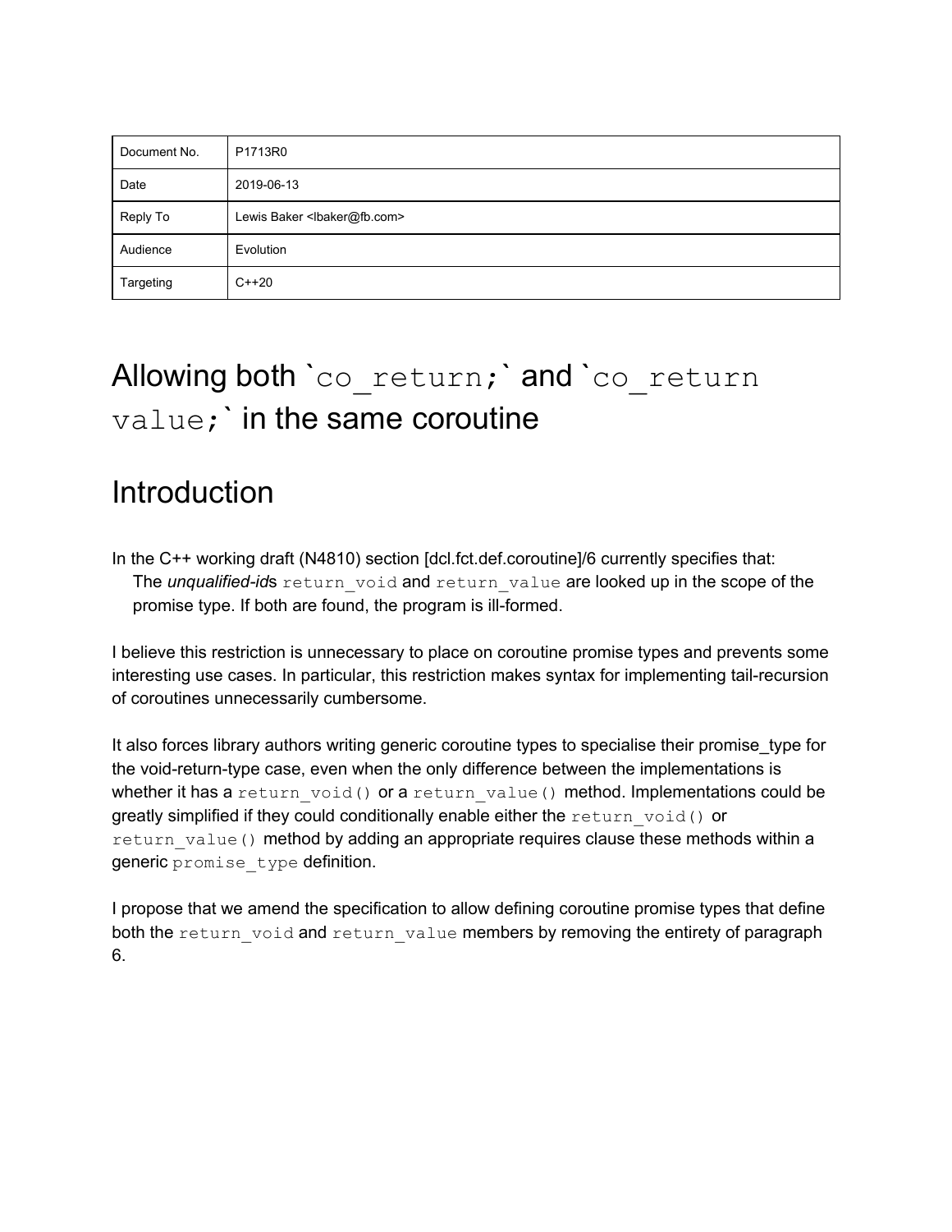| Document No. | P1713R0 |
|---|---|
| Date | 2019-06-13 |
| Reply To | Lewis Baker <lbaker@fb.com> |
| Audience | Evolution |
| Targeting | C++20 |

# Allowing both `co_return;` and `co_return value;` in the same coroutine

# Introduction

In the C++ working draft (N4810) section [dcl.fct.def.coroutine]/6 currently specifies that:

> The *unqualified-id*s `return_void` and `return_value` are looked up in the scope of the promise type. If both are found, the program is ill-formed.

I believe this restriction is unnecessary to place on coroutine promise types and prevents some interesting use cases. In particular, this restriction makes syntax for implementing tail-recursion of coroutines unnecessarily cumbersome.

It also forces library authors writing generic coroutine types to specialise their promise_type for the void-return-type case, even when the only difference between the implementations is whether it has a `return_void()` or a `return_value()` method. Implementations could be greatly simplified if they could conditionally enable either the `return_void()` or `return_value()` method by adding an appropriate requires clause these methods within a generic `promise_type` definition.

I propose that we amend the specification to allow defining coroutine promise types that define both the `return_void` and `return_value` members by removing the entirety of paragraph 6.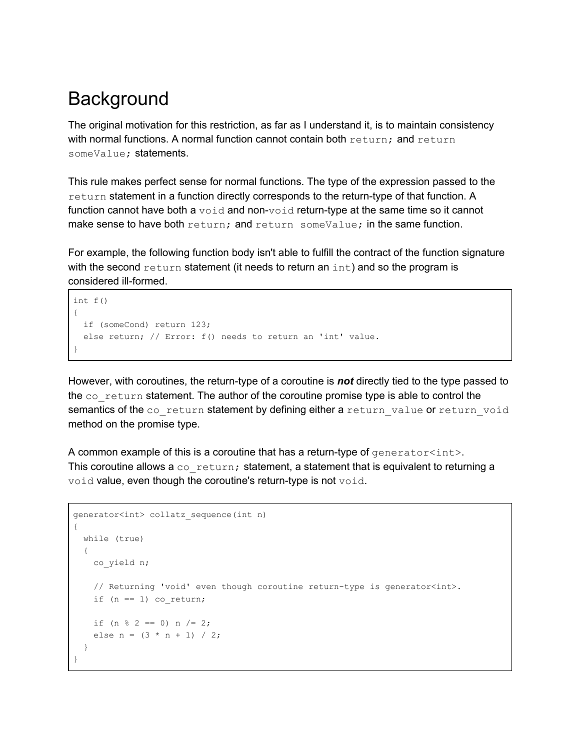# Background

The original motivation for this restriction, as far as I understand it, is to maintain consistency with normal functions. A normal function cannot contain both `return;` and `return someValue;` statements.

This rule makes perfect sense for normal functions. The type of the expression passed to the `return` statement in a function directly corresponds to the return-type of that function. A function cannot have both a `void` and non-`void` return-type at the same time so it cannot make sense to have both `return;` and `return someValue;` in the same function.

For example, the following function body isn't able to fulfill the contract of the function signature with the second `return` statement (it needs to return an `int`) and so the program is considered ill-formed.

```
int f()
{
  if (someCond) return 123;
  else return; // Error: f() needs to return an 'int' value.
}
```

However, with coroutines, the return-type of a coroutine is ***not*** directly tied to the type passed to the `co_return` statement. The author of the coroutine promise type is able to control the semantics of the `co_return` statement by defining either a `return_value` or `return_void` method on the promise type.

A common example of this is a coroutine that has a return-type of `generator<int>`. This coroutine allows a `co_return;` statement, a statement that is equivalent to returning a `void` value, even though the coroutine's return-type is not `void`.

```
generator<int> collatz_sequence(int n)
{
  while (true)
  {
    co_yield n;

    // Returning 'void' even though coroutine return-type is generator<int>.
    if (n == 1) co_return;

    if (n % 2 == 0) n /= 2;
    else n = (3 * n + 1) / 2;
  }
}
```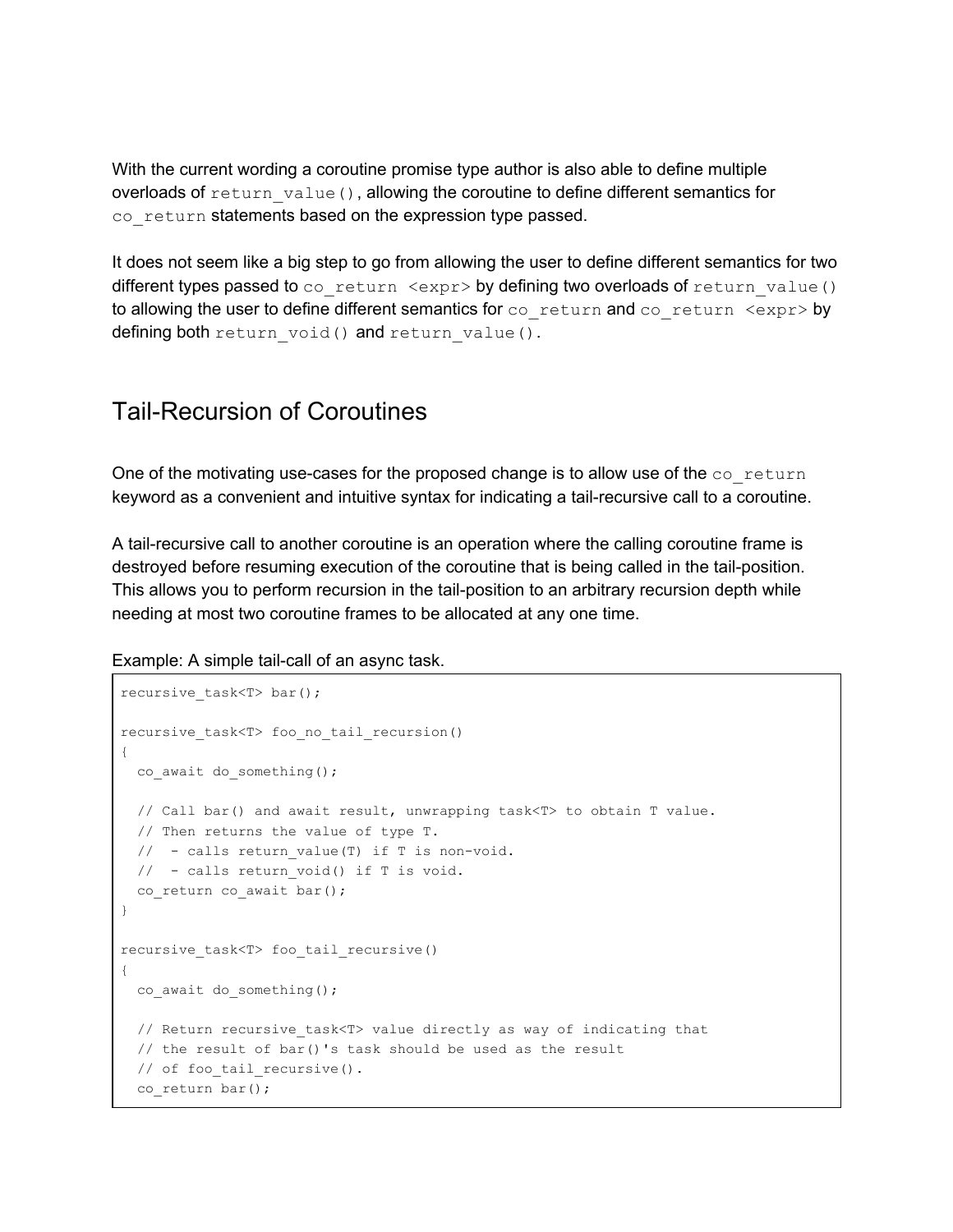With the current wording a coroutine promise type author is also able to define multiple overloads of `return_value()`, allowing the coroutine to define different semantics for `co_return` statements based on the expression type passed.

It does not seem like a big step to go from allowing the user to define different semantics for two different types passed to `co_return <expr>` by defining two overloads of `return_value()` to allowing the user to define different semantics for `co_return` and `co_return <expr>` by defining both `return_void()` and `return_value()`.

## Tail-Recursion of Coroutines

One of the motivating use-cases for the proposed change is to allow use of the `co_return` keyword as a convenient and intuitive syntax for indicating a tail-recursive call to a coroutine.

A tail-recursive call to another coroutine is an operation where the calling coroutine frame is destroyed before resuming execution of the coroutine that is being called in the tail-position. This allows you to perform recursion in the tail-position to an arbitrary recursion depth while needing at most two coroutine frames to be allocated at any one time.

Example: A simple tail-call of an async task.

```
recursive_task<T> bar();

recursive_task<T> foo_no_tail_recursion()
{
  co_await do_something();

  // Call bar() and await result, unwrapping task<T> to obtain T value.
  // Then returns the value of type T.
  //  - calls return_value(T) if T is non-void.
  //  - calls return_void() if T is void.
  co_return co_await bar();
}

recursive_task<T> foo_tail_recursive()
{
  co_await do_something();

  // Return recursive_task<T> value directly as way of indicating that
  // the result of bar()'s task should be used as the result
  // of foo_tail_recursive().
  co_return bar();
```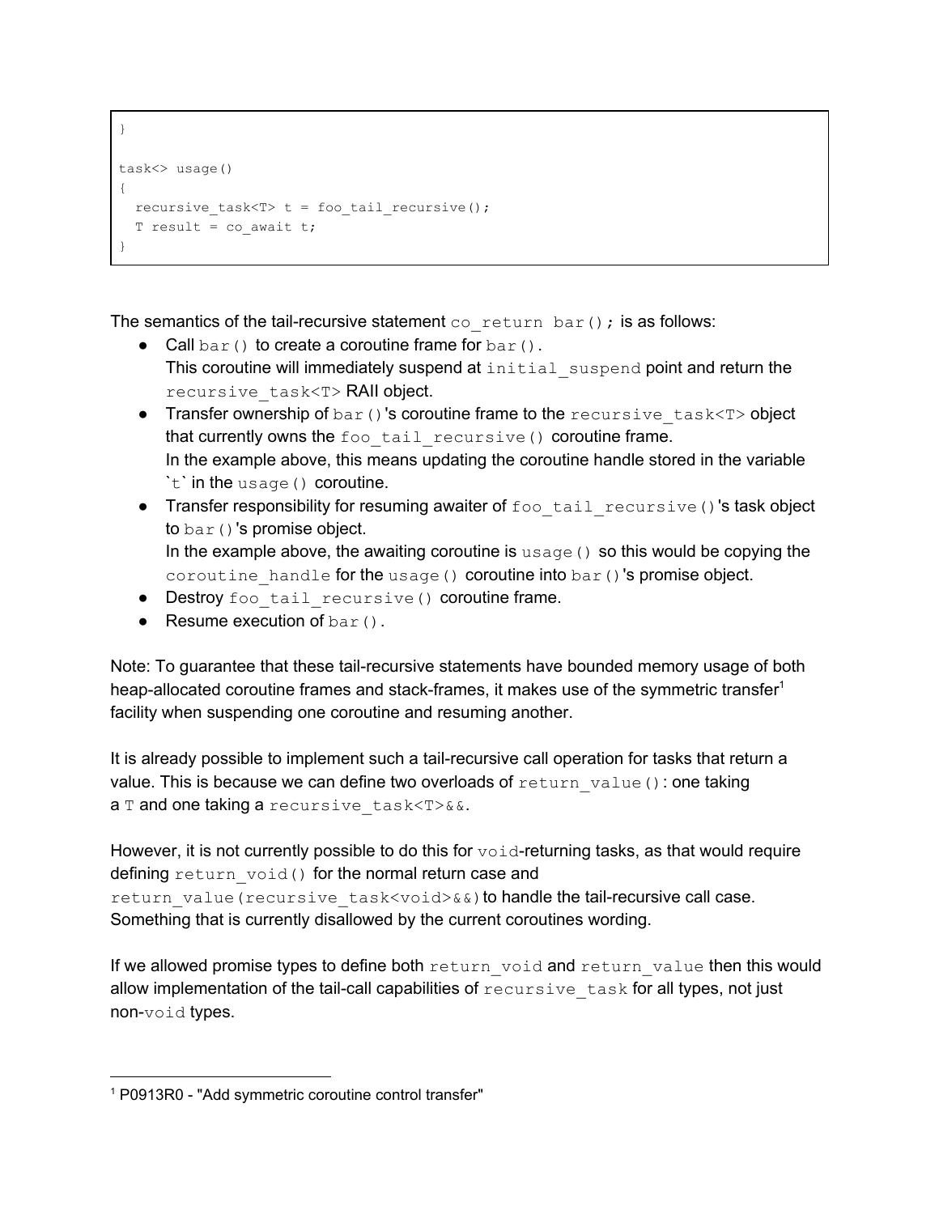```
}

task<> usage()
{
  recursive_task<T> t = foo_tail_recursive();
  T result = co_await t;
}
```

The semantics of the tail-recursive statement `co_return bar();` is as follows:

- Call `bar()` to create a coroutine frame for `bar()`.
  This coroutine will immediately suspend at `initial_suspend` point and return the `recursive_task<T>` RAII object.
- Transfer ownership of `bar()`'s coroutine frame to the `recursive_task<T>` object that currently owns the `foo_tail_recursive()` coroutine frame.
  In the example above, this means updating the coroutine handle stored in the variable `t` in the `usage()` coroutine.
- Transfer responsibility for resuming awaiter of `foo_tail_recursive()`'s task object to `bar()`'s promise object.
  In the example above, the awaiting coroutine is `usage()` so this would be copying the `coroutine_handle` for the `usage()` coroutine into `bar()`'s promise object.
- Destroy `foo_tail_recursive()` coroutine frame.
- Resume execution of `bar()`.

Note: To guarantee that these tail-recursive statements have bounded memory usage of both heap-allocated coroutine frames and stack-frames, it makes use of the symmetric transfer[1] facility when suspending one coroutine and resuming another.

It is already possible to implement such a tail-recursive call operation for tasks that return a value. This is because we can define two overloads of `return_value()`: one taking a `T` and one taking a `recursive_task<T>&&`.

However, it is not currently possible to do this for `void`-returning tasks, as that would require defining `return_void()` for the normal return case and `return_value(recursive_task<void>&&)` to handle the tail-recursive call case. Something that is currently disallowed by the current coroutines wording.

If we allowed promise types to define both `return_void` and `return_value` then this would allow implementation of the tail-call capabilities of `recursive_task` for all types, not just non-`void` types.

---

[1] P0913R0 - "Add symmetric coroutine control transfer"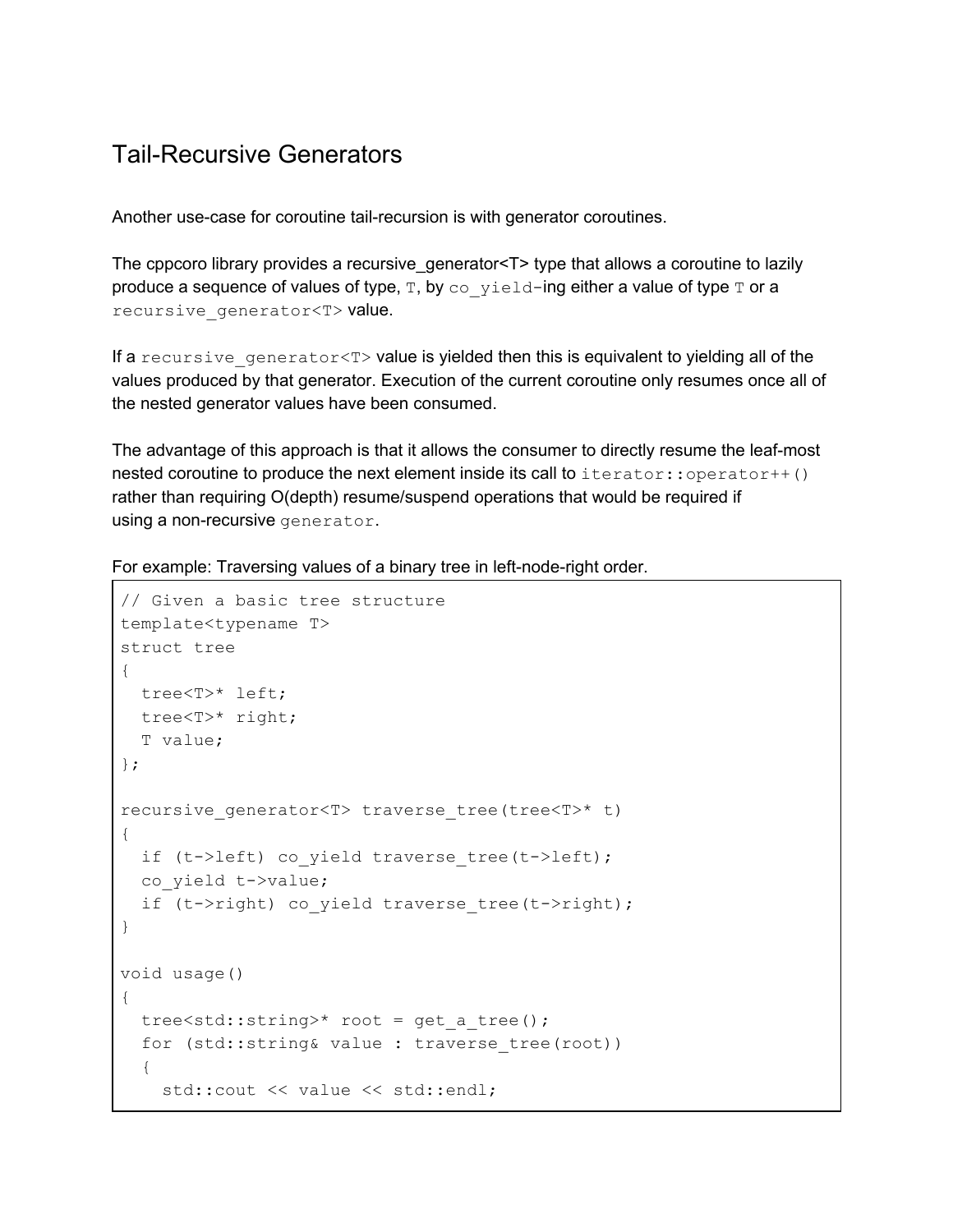## Tail-Recursive Generators

Another use-case for coroutine tail-recursion is with generator coroutines.

The cppcoro library provides a recursive_generator<T> type that allows a coroutine to lazily produce a sequence of values of type, `T`, by `co_yield`-ing either a value of type `T` or a `recursive_generator<T>` value.

If a `recursive_generator<T>` value is yielded then this is equivalent to yielding all of the values produced by that generator. Execution of the current coroutine only resumes once all of the nested generator values have been consumed.

The advantage of this approach is that it allows the consumer to directly resume the leaf-most nested coroutine to produce the next element inside its call to `iterator::operator++()` rather than requiring O(depth) resume/suspend operations that would be required if using a non-recursive `generator`.

For example: Traversing values of a binary tree in left-node-right order.

```
// Given a basic tree structure
template<typename T>
struct tree
{
  tree<T>* left;
  tree<T>* right;
  T value;
};

recursive_generator<T> traverse_tree(tree<T>* t)
{
  if (t->left) co_yield traverse_tree(t->left);
  co_yield t->value;
  if (t->right) co_yield traverse_tree(t->right);
}

void usage()
{
  tree<std::string>* root = get_a_tree();
  for (std::string& value : traverse_tree(root))
  {
    std::cout << value << std::endl;
```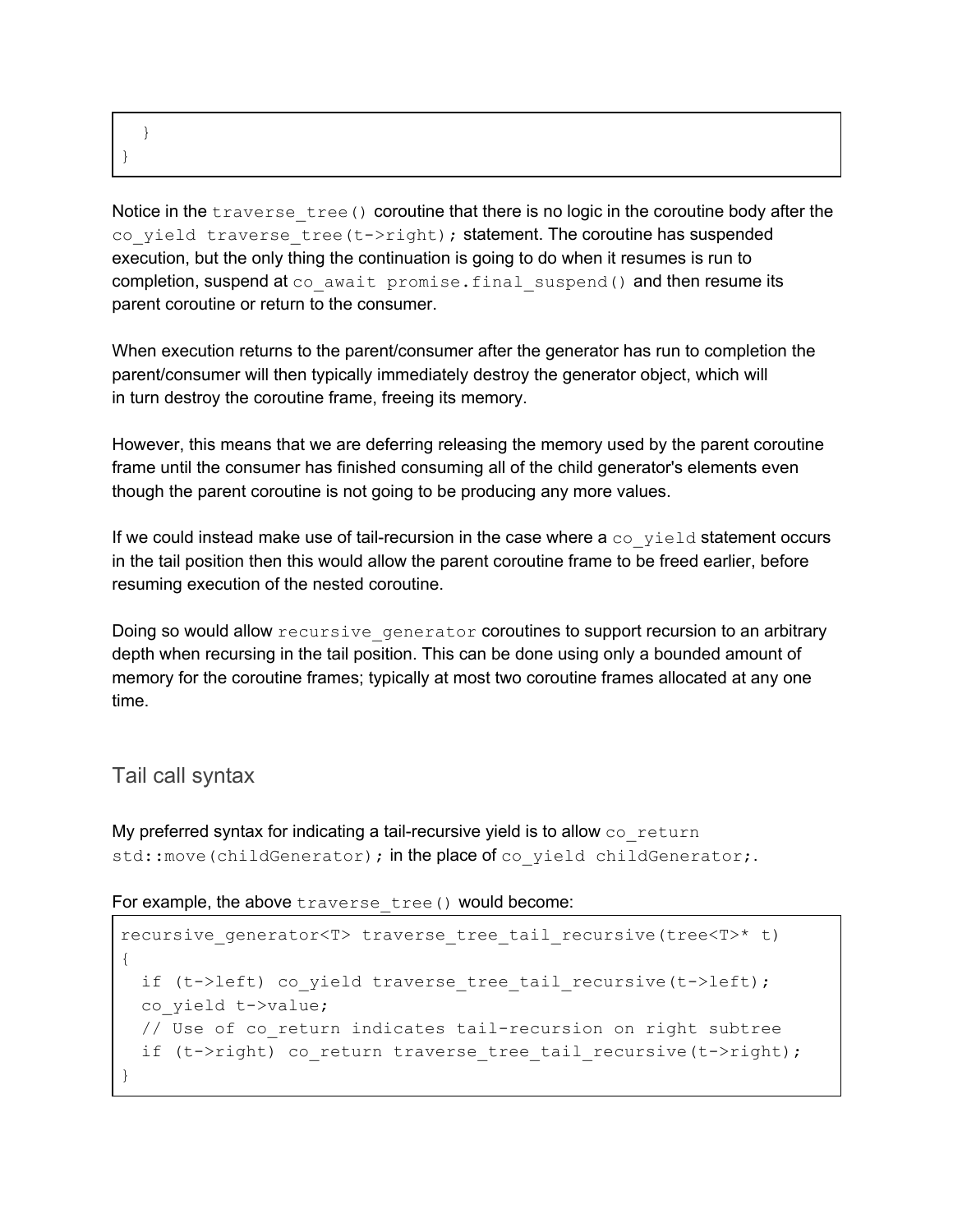```
  }
}
```

Notice in the `traverse_tree()` coroutine that there is no logic in the coroutine body after the `co_yield traverse_tree(t->right);` statement. The coroutine has suspended execution, but the only thing the continuation is going to do when it resumes is run to completion, suspend at `co_await promise.final_suspend()` and then resume its parent coroutine or return to the consumer.

When execution returns to the parent/consumer after the generator has run to completion the parent/consumer will then typically immediately destroy the generator object, which will in turn destroy the coroutine frame, freeing its memory.

However, this means that we are deferring releasing the memory used by the parent coroutine frame until the consumer has finished consuming all of the child generator's elements even though the parent coroutine is not going to be producing any more values.

If we could instead make use of tail-recursion in the case where a `co_yield` statement occurs in the tail position then this would allow the parent coroutine frame to be freed earlier, before resuming execution of the nested coroutine.

Doing so would allow `recursive_generator` coroutines to support recursion to an arbitrary depth when recursing in the tail position. This can be done using only a bounded amount of memory for the coroutine frames; typically at most two coroutine frames allocated at any one time.

## Tail call syntax

My preferred syntax for indicating a tail-recursive yield is to allow `co_return std::move(childGenerator);` in the place of `co_yield childGenerator;`.

For example, the above `traverse_tree()` would become:

```
recursive_generator<T> traverse_tree_tail_recursive(tree<T>* t)
{
  if (t->left) co_yield traverse_tree_tail_recursive(t->left);
  co_yield t->value;
  // Use of co_return indicates tail-recursion on right subtree
  if (t->right) co_return traverse_tree_tail_recursive(t->right);
}
```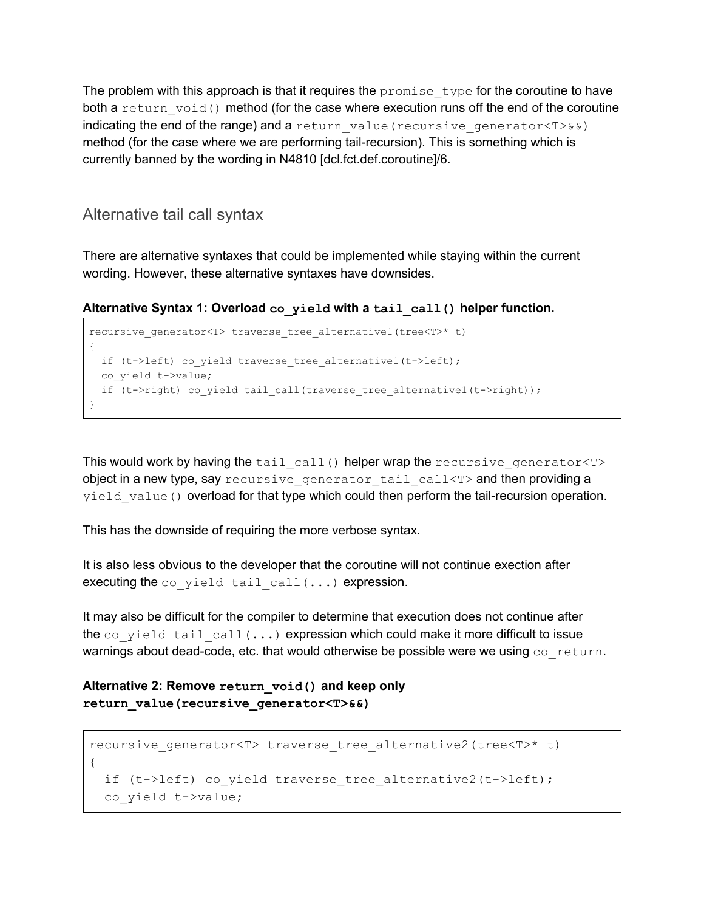The problem with this approach is that it requires the `promise_type` for the coroutine to have both a `return_void()` method (for the case where execution runs off the end of the coroutine indicating the end of the range) and a `return_value(recursive_generator<T>&&)` method (for the case where we are performing tail-recursion). This is something which is currently banned by the wording in N4810 [dcl.fct.def.coroutine]/6.

## Alternative tail call syntax

There are alternative syntaxes that could be implemented while staying within the current wording. However, these alternative syntaxes have downsides.

**Alternative Syntax 1: Overload `co_yield` with a `tail_call()` helper function.**

```
recursive_generator<T> traverse_tree_alternative1(tree<T>* t)
{
  if (t->left) co_yield traverse_tree_alternative1(t->left);
  co_yield t->value;
  if (t->right) co_yield tail_call(traverse_tree_alternative1(t->right));
}
```

This would work by having the `tail_call()` helper wrap the `recursive_generator<T>` object in a new type, say `recursive_generator_tail_call<T>` and then providing a `yield_value()` overload for that type which could then perform the tail-recursion operation.

This has the downside of requiring the more verbose syntax.

It is also less obvious to the developer that the coroutine will not continue exection after executing the `co_yield tail_call(...)` expression.

It may also be difficult for the compiler to determine that execution does not continue after the `co_yield tail_call(...)` expression which could make it more difficult to issue warnings about dead-code, etc. that would otherwise be possible were we using `co_return`.

**Alternative 2: Remove `return_void()` and keep only `return_value(recursive_generator<T>&&)`**

```
recursive_generator<T> traverse_tree_alternative2(tree<T>* t)
{
  if (t->left) co_yield traverse_tree_alternative2(t->left);
  co_yield t->value;
```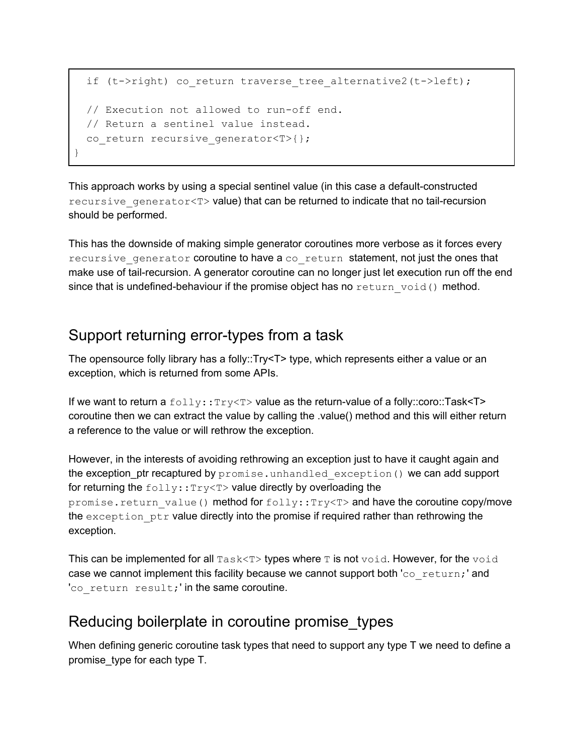```
  if (t->right) co_return traverse_tree_alternative2(t->left);

  // Execution not allowed to run-off end.
  // Return a sentinel value instead.
  co_return recursive_generator<T>{};
}
```

This approach works by using a special sentinel value (in this case a default-constructed `recursive_generator<T>` value) that can be returned to indicate that no tail-recursion should be performed.

This has the downside of making simple generator coroutines more verbose as it forces every `recursive_generator` coroutine to have a `co_return` statement, not just the ones that make use of tail-recursion. A generator coroutine can no longer just let execution run off the end since that is undefined-behaviour if the promise object has no `return_void()` method.

## Support returning error-types from a task

The opensource folly library has a folly::Try<T> type, which represents either a value or an exception, which is returned from some APIs.

If we want to return a `folly::Try<T>` value as the return-value of a folly::coro::Task<T> coroutine then we can extract the value by calling the .value() method and this will either return a reference to the value or will rethrow the exception.

However, in the interests of avoiding rethrowing an exception just to have it caught again and the exception_ptr recaptured by `promise.unhandled_exception()` we can add support for returning the `folly::Try<T>` value directly by overloading the `promise.return_value()` method for `folly::Try<T>` and have the coroutine copy/move the `exception_ptr` value directly into the promise if required rather than rethrowing the exception.

This can be implemented for all `Task<T>` types where `T` is not `void`. However, for the `void` case we cannot implement this facility because we cannot support both '`co_return;`' and '`co_return result;`' in the same coroutine.

## Reducing boilerplate in coroutine promise_types

When defining generic coroutine task types that need to support any type T we need to define a promise_type for each type T.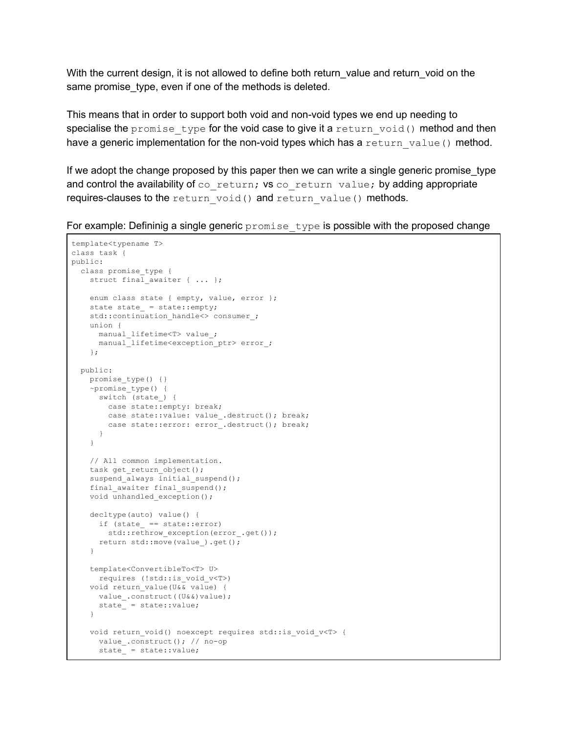With the current design, it is not allowed to define both return_value and return_void on the same promise_type, even if one of the methods is deleted.

This means that in order to support both void and non-void types we end up needing to specialise the `promise_type` for the void case to give it a `return_void()` method and then have a generic implementation for the non-void types which has a `return_value()` method.

If we adopt the change proposed by this paper then we can write a single generic promise_type and control the availability of `co_return;` vs `co_return value;` by adding appropriate requires-clauses to the `return_void()` and `return_value()` methods.

For example: Defininig a single generic `promise_type` is possible with the proposed change

```
template<typename T>
class task {
public:
  class promise_type {
    struct final_awaiter { ... };

    enum class state { empty, value, error };
    state state_ = state::empty;
    std::continuation_handle<> consumer_;
    union {
      manual_lifetime<T> value_;
      manual_lifetime<exception_ptr> error_;
    };

  public:
    promise_type() {}
    ~promise_type() {
      switch (state_) {
        case state::empty: break;
        case state::value: value_.destruct(); break;
        case state::error: error_.destruct(); break;
      }
    }

    // All common implementation.
    task get_return_object();
    suspend_always initial_suspend();
    final_awaiter final_suspend();
    void unhandled_exception();

    decltype(auto) value() {
      if (state_ == state::error)
        std::rethrow_exception(error_.get());
      return std::move(value_).get();
    }

    template<ConvertibleTo<T> U>
      requires (!std::is_void_v<T>)
    void return_value(U&& value) {
      value_.construct((U&&)value);
      state_ = state::value;
    }

    void return_void() noexcept requires std::is_void_v<T> {
      value_.construct(); // no-op
      state_ = state::value;
```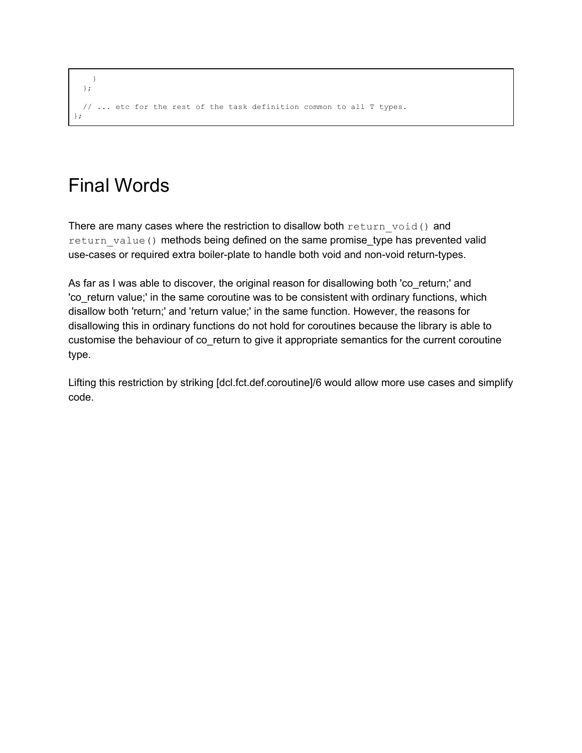```
    }
  };

  // ... etc for the rest of the task definition common to all T types.
};
```

# Final Words

There are many cases where the restriction to disallow both `return_void()` and `return_value()` methods being defined on the same promise_type has prevented valid use-cases or required extra boiler-plate to handle both void and non-void return-types.

As far as I was able to discover, the original reason for disallowing both 'co_return;' and 'co_return value;' in the same coroutine was to be consistent with ordinary functions, which disallow both 'return;' and 'return value;' in the same function. However, the reasons for disallowing this in ordinary functions do not hold for coroutines because the library is able to customise the behaviour of co_return to give it appropriate semantics for the current coroutine type.

Lifting this restriction by striking [dcl.fct.def.coroutine]/6 would allow more use cases and simplify code.